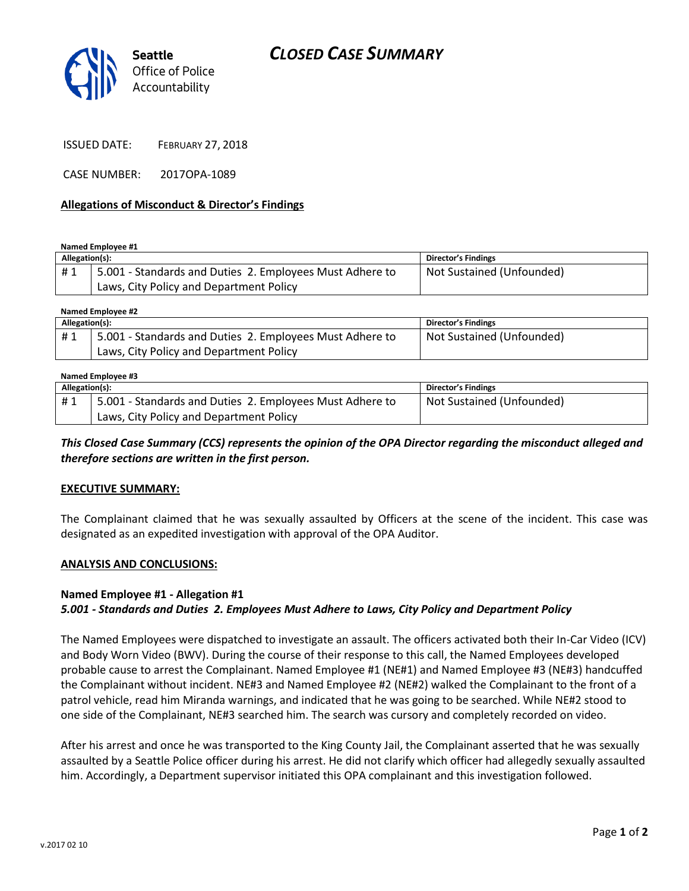Seattle Office of Police Accountability

# CLOSED CASE SUMMARY

ISSUED DATE: FEBRUARY 27, 2018

CASE NUMBER: 2017OPA-1089

## Allegations of Misconduct & Director's Findings

**Named Employee #1**

| Allegation(s): | | Director's Findings |
|---|---|---|
| # 1 | 5.001 - Standards and Duties 2. Employees Must Adhere to Laws, City Policy and Department Policy | Not Sustained (Unfounded) |

**Named Employee #2**

| Allegation(s): | | Director's Findings |
|---|---|---|
| # 1 | 5.001 - Standards and Duties 2. Employees Must Adhere to Laws, City Policy and Department Policy | Not Sustained (Unfounded) |

**Named Employee #3**

| Allegation(s): | | Director's Findings |
|---|---|---|
| # 1 | 5.001 - Standards and Duties 2. Employees Must Adhere to Laws, City Policy and Department Policy | Not Sustained (Unfounded) |

***This Closed Case Summary (CCS) represents the opinion of the OPA Director regarding the misconduct alleged and therefore sections are written in the first person.***

## EXECUTIVE SUMMARY:

The Complainant claimed that he was sexually assaulted by Officers at the scene of the incident. This case was designated as an expedited investigation with approval of the OPA Auditor.

## ANALYSIS AND CONCLUSIONS:

### Named Employee #1 - Allegation #1
***5.001 - Standards and Duties 2. Employees Must Adhere to Laws, City Policy and Department Policy***

The Named Employees were dispatched to investigate an assault. The officers activated both their In-Car Video (ICV) and Body Worn Video (BWV). During the course of their response to this call, the Named Employees developed probable cause to arrest the Complainant. Named Employee #1 (NE#1) and Named Employee #3 (NE#3) handcuffed the Complainant without incident. NE#3 and Named Employee #2 (NE#2) walked the Complainant to the front of a patrol vehicle, read him Miranda warnings, and indicated that he was going to be searched. While NE#2 stood to one side of the Complainant, NE#3 searched him. The search was cursory and completely recorded on video.

After his arrest and once he was transported to the King County Jail, the Complainant asserted that he was sexually assaulted by a Seattle Police officer during his arrest. He did not clarify which officer had allegedly sexually assaulted him. Accordingly, a Department supervisor initiated this OPA complainant and this investigation followed.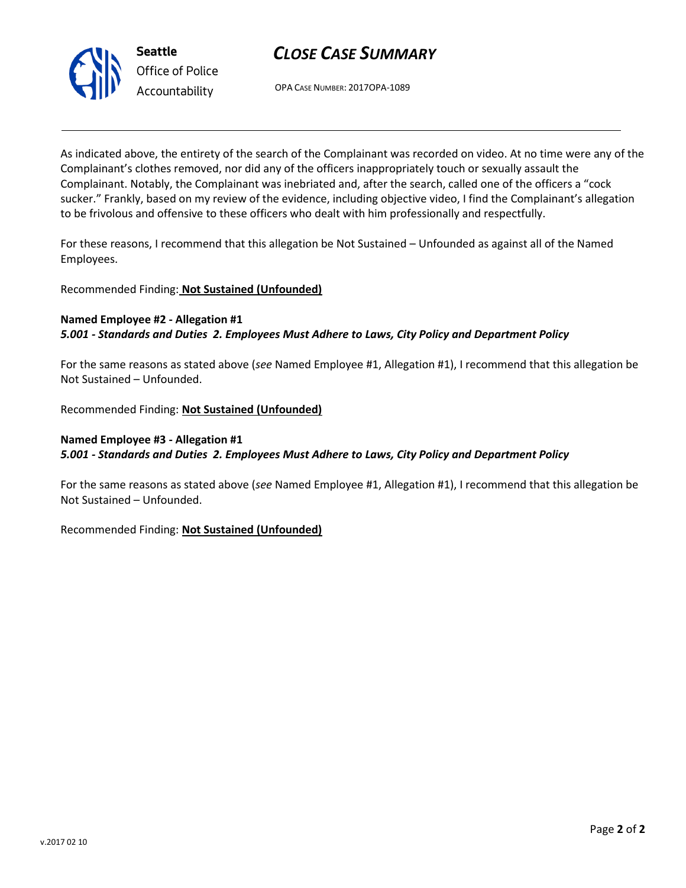As indicated above, the entirety of the search of the Complainant was recorded on video. At no time were any of the Complainant's clothes removed, nor did any of the officers inappropriately touch or sexually assault the Complainant. Notably, the Complainant was inebriated and, after the search, called one of the officers a "cock sucker." Frankly, based on my review of the evidence, including objective video, I find the Complainant's allegation to be frivolous and offensive to these officers who dealt with him professionally and respectfully.

For these reasons, I recommend that this allegation be Not Sustained – Unfounded as against all of the Named Employees.

Recommended Finding: **Not Sustained (Unfounded)**

**Named Employee #2 - Allegation #1**
***5.001 - Standards and Duties 2. Employees Must Adhere to Laws, City Policy and Department Policy***

For the same reasons as stated above (*see* Named Employee #1, Allegation #1), I recommend that this allegation be Not Sustained – Unfounded.

Recommended Finding: **Not Sustained (Unfounded)**

**Named Employee #3 - Allegation #1**
***5.001 - Standards and Duties 2. Employees Must Adhere to Laws, City Policy and Department Policy***

For the same reasons as stated above (*see* Named Employee #1, Allegation #1), I recommend that this allegation be Not Sustained – Unfounded.

Recommended Finding: **Not Sustained (Unfounded)**